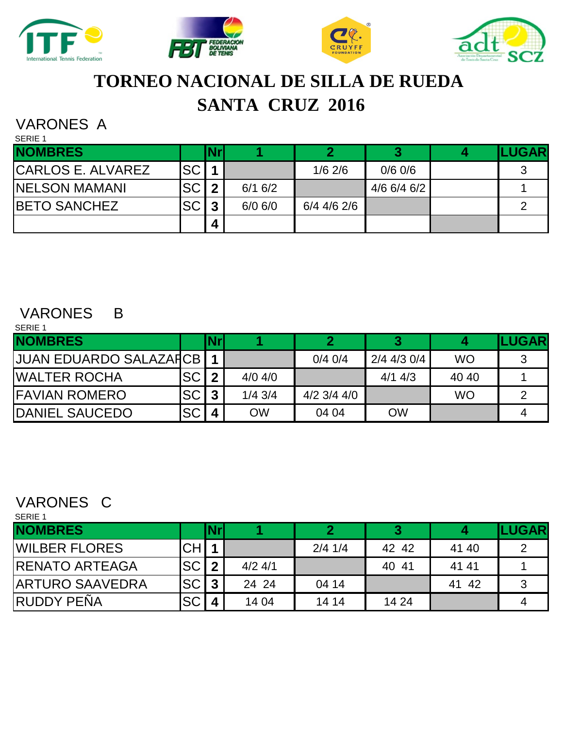# TORNEO NACIONAL DE SILLA DE RUEDA

# SANTA CRUZ 2016

## VARONES A

SERIE 1

| NOMBRES | | Nr | 1 | 2 | 3 | 4 | LUGAR |
|---|---|---|---|---|---|---|---|
| CARLOS E. ALVAREZ | SC | 1 | | 1/6 2/6 | 0/6 0/6 | | 3 |
| NELSON MAMANI | SC | 2 | 6/1 6/2 | | 4/6 6/4 6/2 | | 1 |
| BETO SANCHEZ | SC | 3 | 6/0 6/0 | 6/4 4/6 2/6 | | | 2 |
| | | 4 | | | | | |

## VARONES B

SERIE 1

| NOMBRES | | Nr | 1 | 2 | 3 | 4 | LUGAR |
|---|---|---|---|---|---|---|---|
| JUAN EDUARDO SALAZAR | CB | 1 | | 0/4 0/4 | 2/4 4/3 0/4 | WO | 3 |
| WALTER ROCHA | SC | 2 | 4/0 4/0 | | 4/1 4/3 | 40 40 | 1 |
| FAVIAN ROMERO | SC | 3 | 1/4 3/4 | 4/2 3/4 4/0 | | WO | 2 |
| DANIEL SAUCEDO | SC | 4 | OW | 04 04 | OW | | 4 |

## VARONES C

SERIE 1

| NOMBRES | | Nr | 1 | 2 | 3 | 4 | LUGAR |
|---|---|---|---|---|---|---|---|
| WILBER FLORES | CH | 1 | | 2/4 1/4 | 42 42 | 41 40 | 2 |
| RENATO ARTEAGA | SC | 2 | 4/2 4/1 | | 40 41 | 41 41 | 1 |
| ARTURO SAAVEDRA | SC | 3 | 24 24 | 04 14 | | 41 42 | 3 |
| RUDDY PEÑA | SC | 4 | 14 04 | 14 14 | 14 24 | | 4 |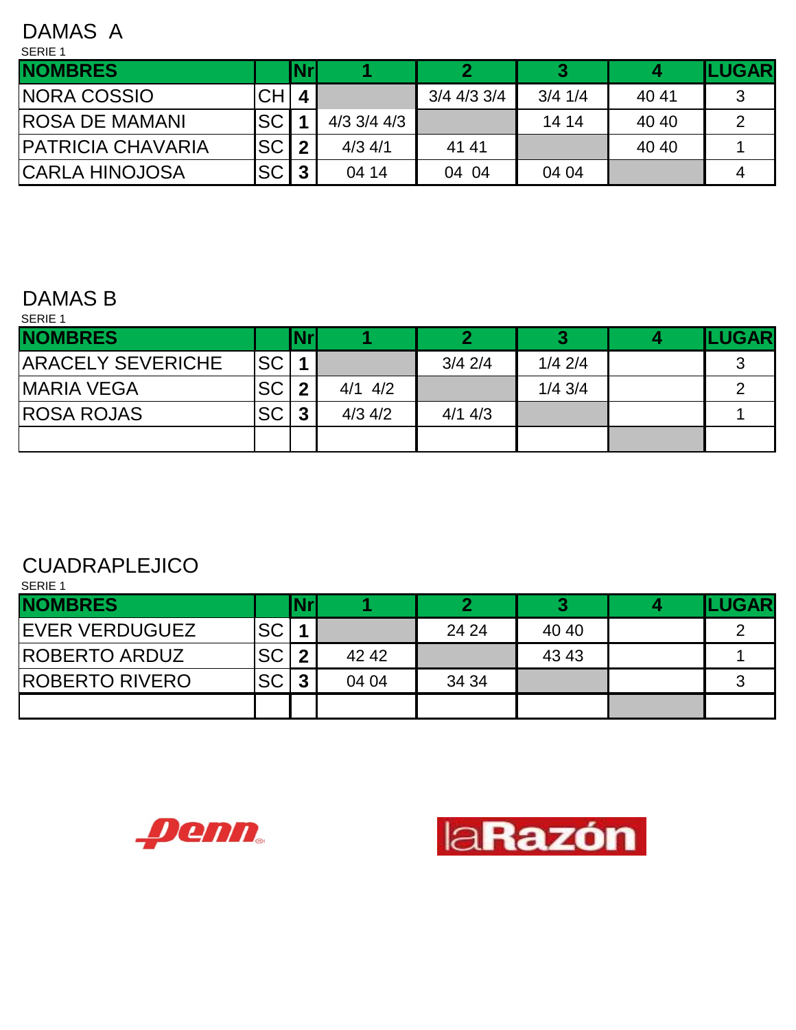## DAMAS A

SERIE 1

| NOMBRES | | Nr | 1 | 2 | 3 | 4 | LUGAR |
|---|---|---|---|---|---|---|---|
| NORA COSSIO | CH | 4 | | 3/4 4/3 3/4 | 3/4 1/4 | 40 41 | 3 |
| ROSA DE MAMANI | SC | 1 | 4/3 3/4 4/3 | | 14 14 | 40 40 | 2 |
| PATRICIA CHAVARIA | SC | 2 | 4/3 4/1 | 41 41 | | 40 40 | 1 |
| CARLA HINOJOSA | SC | 3 | 04 14 | 04 04 | 04 04 | | 4 |

## DAMAS B

SERIE 1

| NOMBRES | | Nr | 1 | 2 | 3 | 4 | LUGAR |
|---|---|---|---|---|---|---|---|
| ARACELY SEVERICHE | SC | 1 | | 3/4 2/4 | 1/4 2/4 | | 3 |
| MARIA VEGA | SC | 2 | 4/1 4/2 | | 1/4 3/4 | | 2 |
| ROSA ROJAS | SC | 3 | 4/3 4/2 | 4/1 4/3 | | | 1 |
| | | | | | | | |

## CUADRAPLEJICO

SERIE 1

| NOMBRES | | Nr | 1 | 2 | 3 | 4 | LUGAR |
|---|---|---|---|---|---|---|---|
| EVER VERDUGUEZ | SC | 1 | | 24 24 | 40 40 | | 2 |
| ROBERTO ARDUZ | SC | 2 | 42 42 | | 43 43 | | 1 |
| ROBERTO RIVERO | SC | 3 | 04 04 | 34 34 | | | 3 |
| | | | | | | | |

Penn

laRazón